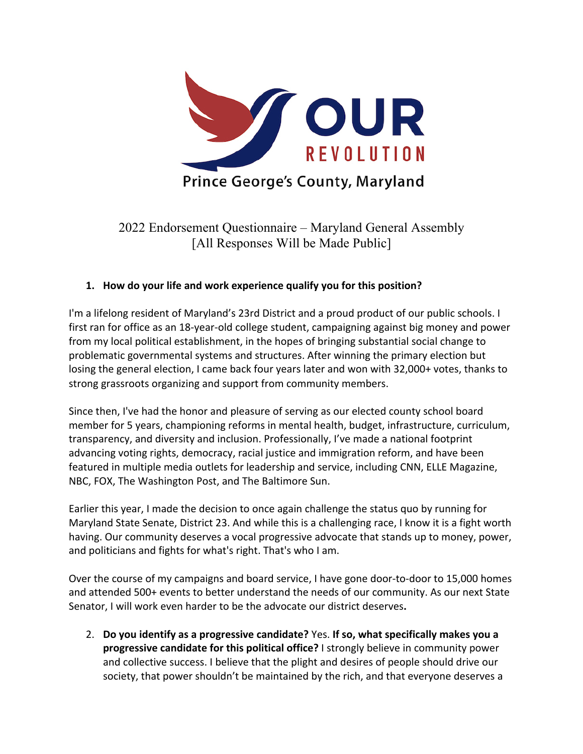OUR REVOLUTION

Prince George's County, Maryland

# 2022 Endorsement Questionnaire – Maryland General Assembly
[All Responses Will be Made Public]

1. **How do your life and work experience qualify you for this position?**

I'm a lifelong resident of Maryland's 23rd District and a proud product of our public schools. I first ran for office as an 18-year-old college student, campaigning against big money and power from my local political establishment, in the hopes of bringing substantial social change to problematic governmental systems and structures. After winning the primary election but losing the general election, I came back four years later and won with 32,000+ votes, thanks to strong grassroots organizing and support from community members.

Since then, I've had the honor and pleasure of serving as our elected county school board member for 5 years, championing reforms in mental health, budget, infrastructure, curriculum, transparency, and diversity and inclusion. Professionally, I've made a national footprint advancing voting rights, democracy, racial justice and immigration reform, and have been featured in multiple media outlets for leadership and service, including CNN, ELLE Magazine, NBC, FOX, The Washington Post, and The Baltimore Sun.

Earlier this year, I made the decision to once again challenge the status quo by running for Maryland State Senate, District 23. And while this is a challenging race, I know it is a fight worth having. Our community deserves a vocal progressive advocate that stands up to money, power, and politicians and fights for what's right. That's who I am.

Over the course of my campaigns and board service, I have gone door-to-door to 15,000 homes and attended 500+ events to better understand the needs of our community. As our next State Senator, I will work even harder to be the advocate our district deserves**.**

2. **Do you identify as a progressive candidate?** Yes. **If so, what specifically makes you a progressive candidate for this political office?** I strongly believe in community power and collective success. I believe that the plight and desires of people should drive our society, that power shouldn't be maintained by the rich, and that everyone deserves a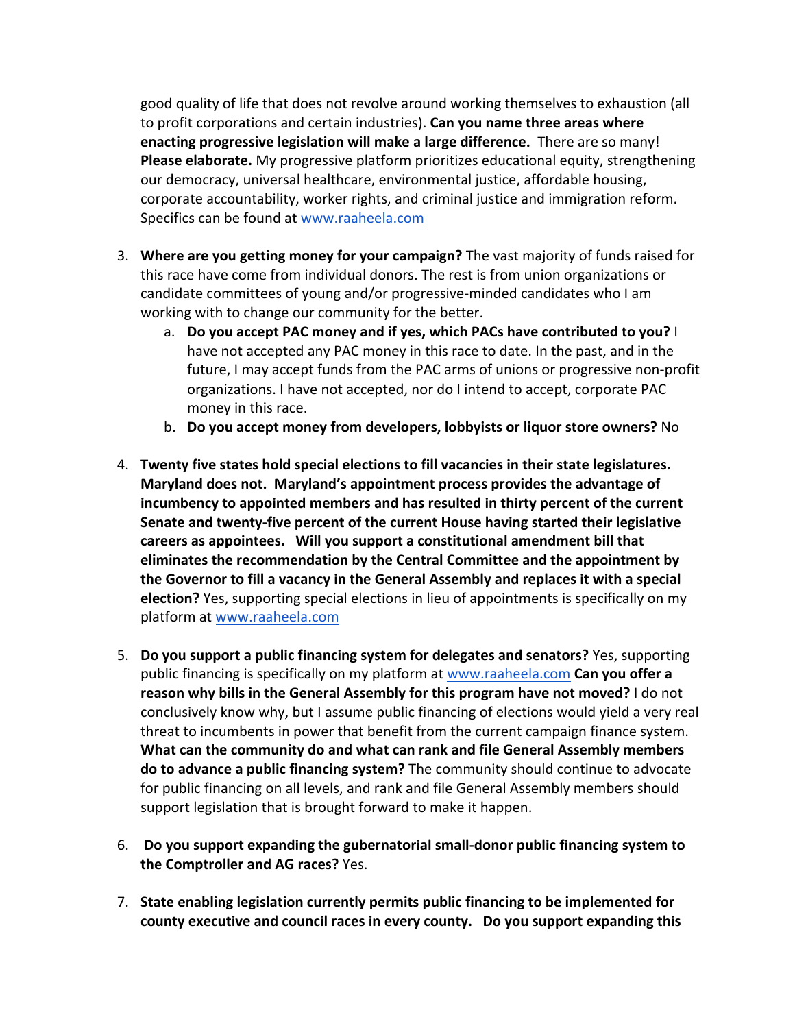good quality of life that does not revolve around working themselves to exhaustion (all to profit corporations and certain industries). **Can you name three areas where enacting progressive legislation will make a large difference.** There are so many! **Please elaborate.** My progressive platform prioritizes educational equity, strengthening our democracy, universal healthcare, environmental justice, affordable housing, corporate accountability, worker rights, and criminal justice and immigration reform. Specifics can be found at [www.raaheela.com](http://www.raaheela.com)

3. **Where are you getting money for your campaign?** The vast majority of funds raised for this race have come from individual donors. The rest is from union organizations or candidate committees of young and/or progressive-minded candidates who I am working with to change our community for the better.
   a. **Do you accept PAC money and if yes, which PACs have contributed to you?** I have not accepted any PAC money in this race to date. In the past, and in the future, I may accept funds from the PAC arms of unions or progressive non-profit organizations. I have not accepted, nor do I intend to accept, corporate PAC money in this race.
   b. **Do you accept money from developers, lobbyists or liquor store owners?** No

4. **Twenty five states hold special elections to fill vacancies in their state legislatures. Maryland does not. Maryland's appointment process provides the advantage of incumbency to appointed members and has resulted in thirty percent of the current Senate and twenty-five percent of the current House having started their legislative careers as appointees. Will you support a constitutional amendment bill that eliminates the recommendation by the Central Committee and the appointment by the Governor to fill a vacancy in the General Assembly and replaces it with a special election?** Yes, supporting special elections in lieu of appointments is specifically on my platform at [www.raaheela.com](http://www.raaheela.com)

5. **Do you support a public financing system for delegates and senators?** Yes, supporting public financing is specifically on my platform at [www.raaheela.com](http://www.raaheela.com) **Can you offer a reason why bills in the General Assembly for this program have not moved?** I do not conclusively know why, but I assume public financing of elections would yield a very real threat to incumbents in power that benefit from the current campaign finance system. **What can the community do and what can rank and file General Assembly members do to advance a public financing system?** The community should continue to advocate for public financing on all levels, and rank and file General Assembly members should support legislation that is brought forward to make it happen.

6. **Do you support expanding the gubernatorial small-donor public financing system to the Comptroller and AG races?** Yes.

7. **State enabling legislation currently permits public financing to be implemented for county executive and council races in every county. Do you support expanding this**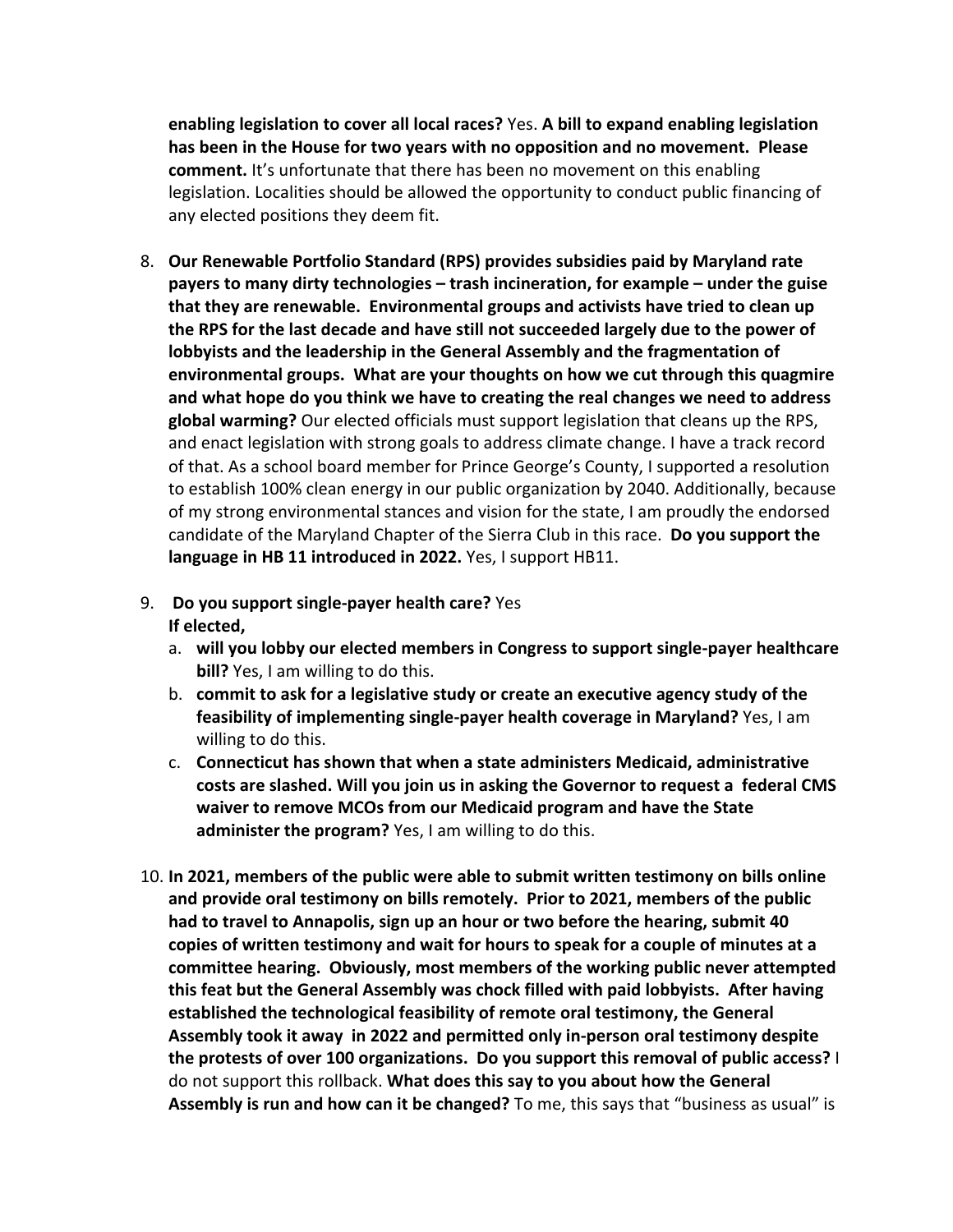**enabling legislation to cover all local races?** Yes. **A bill to expand enabling legislation has been in the House for two years with no opposition and no movement. Please comment.** It's unfortunate that there has been no movement on this enabling legislation. Localities should be allowed the opportunity to conduct public financing of any elected positions they deem fit.

8. **Our Renewable Portfolio Standard (RPS) provides subsidies paid by Maryland rate payers to many dirty technologies – trash incineration, for example – under the guise that they are renewable. Environmental groups and activists have tried to clean up the RPS for the last decade and have still not succeeded largely due to the power of lobbyists and the leadership in the General Assembly and the fragmentation of environmental groups. What are your thoughts on how we cut through this quagmire and what hope do you think we have to creating the real changes we need to address global warming?** Our elected officials must support legislation that cleans up the RPS, and enact legislation with strong goals to address climate change. I have a track record of that. As a school board member for Prince George's County, I supported a resolution to establish 100% clean energy in our public organization by 2040. Additionally, because of my strong environmental stances and vision for the state, I am proudly the endorsed candidate of the Maryland Chapter of the Sierra Club in this race. **Do you support the language in HB 11 introduced in 2022.** Yes, I support HB11.

9. **Do you support single-payer health care?** Yes
   **If elected,**
   a. **will you lobby our elected members in Congress to support single-payer healthcare bill?** Yes, I am willing to do this.
   b. **commit to ask for a legislative study or create an executive agency study of the feasibility of implementing single-payer health coverage in Maryland?** Yes, I am willing to do this.
   c. **Connecticut has shown that when a state administers Medicaid, administrative costs are slashed. Will you join us in asking the Governor to request a federal CMS waiver to remove MCOs from our Medicaid program and have the State administer the program?** Yes, I am willing to do this.

10. **In 2021, members of the public were able to submit written testimony on bills online and provide oral testimony on bills remotely. Prior to 2021, members of the public had to travel to Annapolis, sign up an hour or two before the hearing, submit 40 copies of written testimony and wait for hours to speak for a couple of minutes at a committee hearing. Obviously, most members of the working public never attempted this feat but the General Assembly was chock filled with paid lobbyists. After having established the technological feasibility of remote oral testimony, the General Assembly took it away in 2022 and permitted only in-person oral testimony despite the protests of over 100 organizations. Do you support this removal of public access?** I do not support this rollback. **What does this say to you about how the General Assembly is run and how can it be changed?** To me, this says that "business as usual" is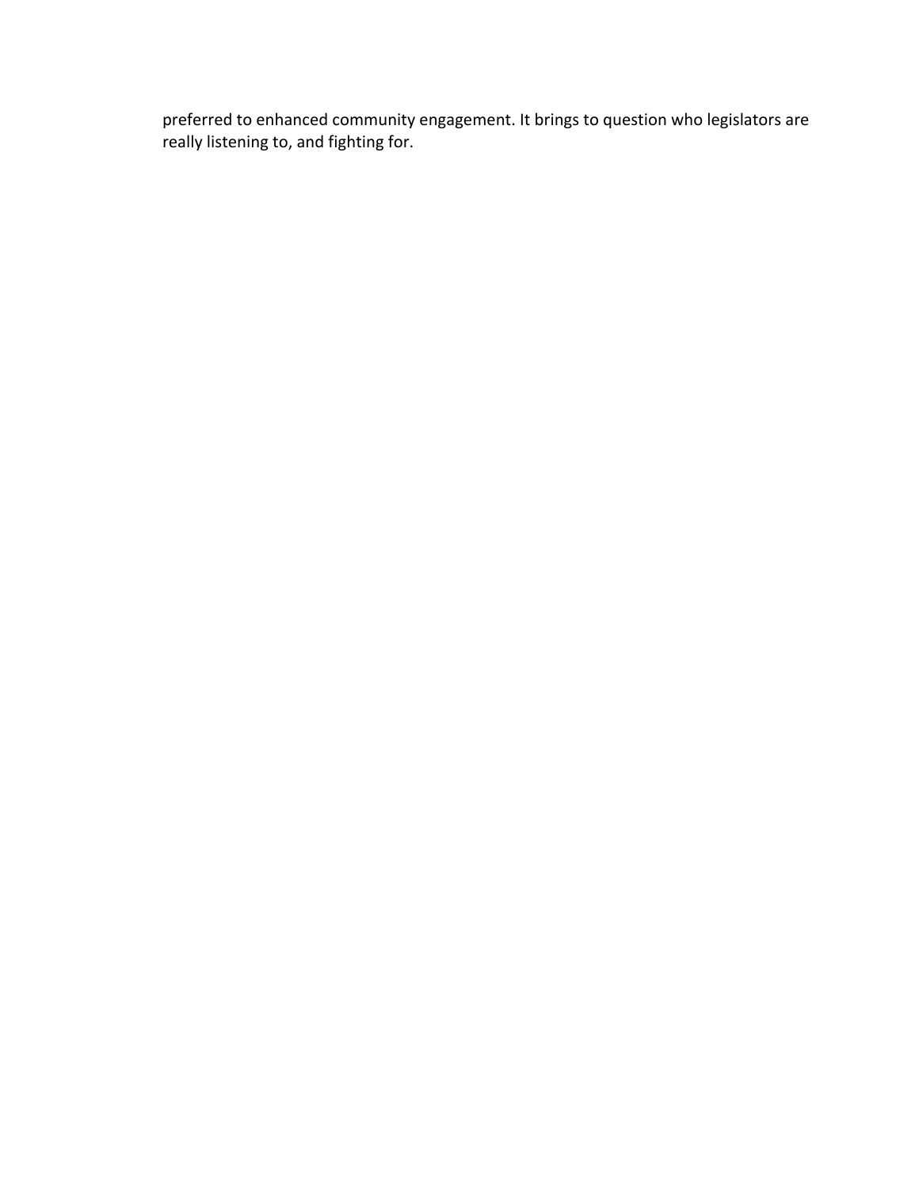preferred to enhanced community engagement. It brings to question who legislators are really listening to, and fighting for.